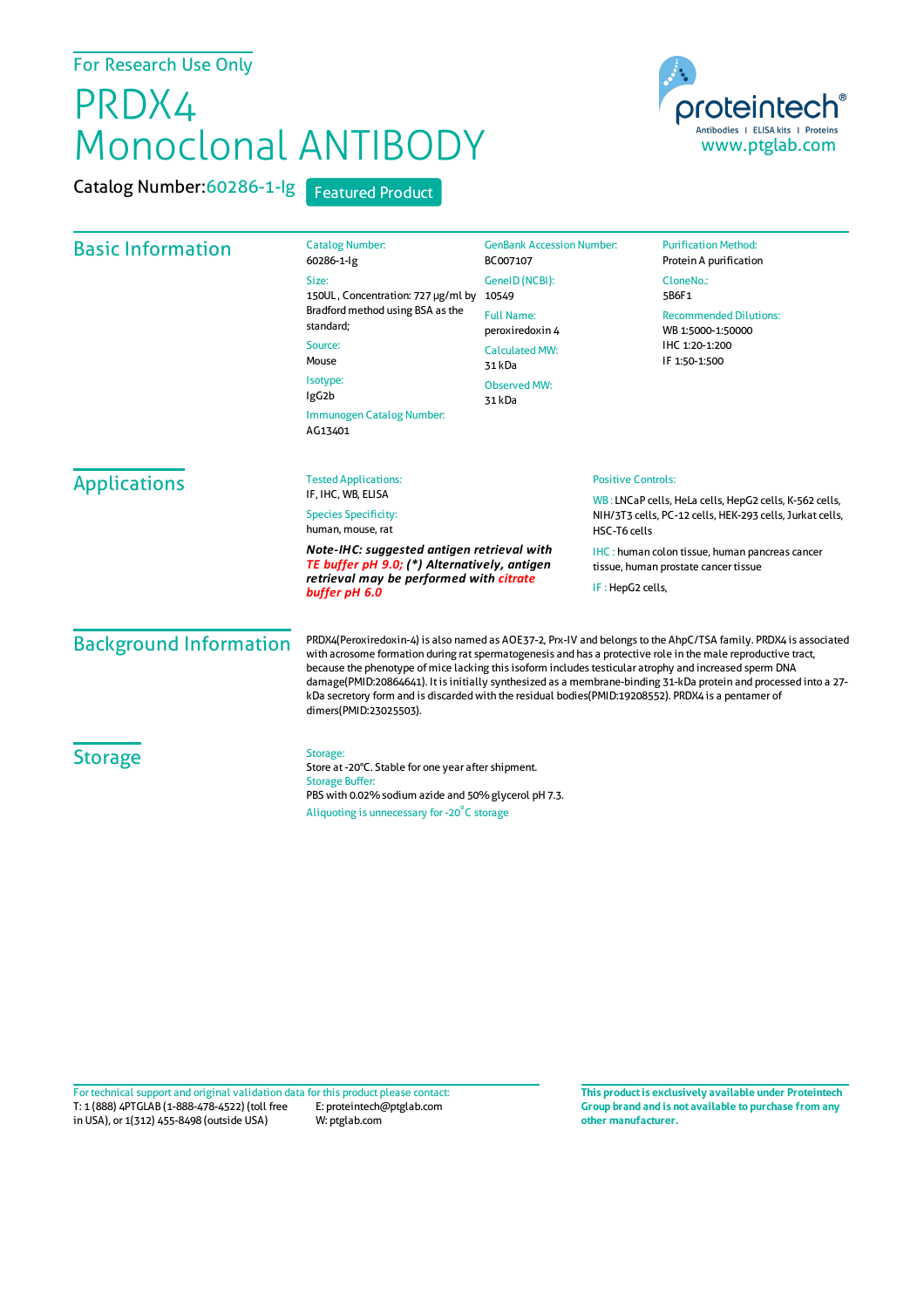For Research Use Only

# PRDX4 Monoclonal ANTIBODY

Catalog Number: 60286-1-Ig

Featured Product

proteintech®
Antibodies | ELISA kits | Proteins
www.ptglab.com

## Basic Information

Catalog Number:
60286-1-Ig

Size:
150UL , Concentration: 727 μg/ml by Bradford method using BSA as the standard;

Source:
Mouse

Isotype:
IgG2b

Immunogen Catalog Number:
AG13401

GenBank Accession Number:
BC007107

GeneID (NCBI):
10549

Full Name:
peroxiredoxin 4

Calculated MW:
31 kDa

Observed MW:
31 kDa

Purification Method:
Protein A purification

CloneNo.:
5B6F1

Recommended Dilutions:
WB 1:5000-1:50000
IHC 1:20-1:200
IF 1:50-1:500

## Applications

Tested Applications:
IF, IHC, WB, ELISA

Species Specificity:
human, mouse, rat

***Note-IHC: suggested antigen retrieval with TE buffer pH 9.0; (\*) Alternatively, antigen retrieval may be performed with citrate buffer pH 6.0***

Positive Controls:

WB : LNCaP cells, HeLa cells, HepG2 cells, K-562 cells, NIH/3T3 cells, PC-12 cells, HEK-293 cells, Jurkat cells, HSC-T6 cells

IHC : human colon tissue, human pancreas cancer tissue, human prostate cancer tissue

IF : HepG2 cells,

## Background Information

PRDX4(Peroxiredoxin-4) is also named as AOE37-2, Prx-IV and belongs to the AhpC/TSA family. PRDX4 is associated with acrosome formation during rat spermatogenesis and has a protective role in the male reproductive tract, because the phenotype of mice lacking this isoform includes testicular atrophy and increased sperm DNA damage(PMID:20864641). It is initially synthesized as a membrane-binding 31-kDa protein and processed into a 27-kDa secretory form and is discarded with the residual bodies(PMID:19208552). PRDX4 is a pentamer of dimers(PMID:23025503).

## Storage

Storage:
Store at -20°C. Stable for one year after shipment.

Storage Buffer:
PBS with 0.02% sodium azide and 50% glycerol pH 7.3.

Aliquoting is unnecessary for -20°C storage

For technical support and original validation data for this product please contact:
T: 1 (888) 4PTGLAB (1-888-478-4522) (toll free in USA), or 1(312) 455-8498 (outside USA)
E: proteintech@ptglab.com
W: ptglab.com

**This product is exclusively available under Proteintech Group brand and is not available to purchase from any other manufacturer.**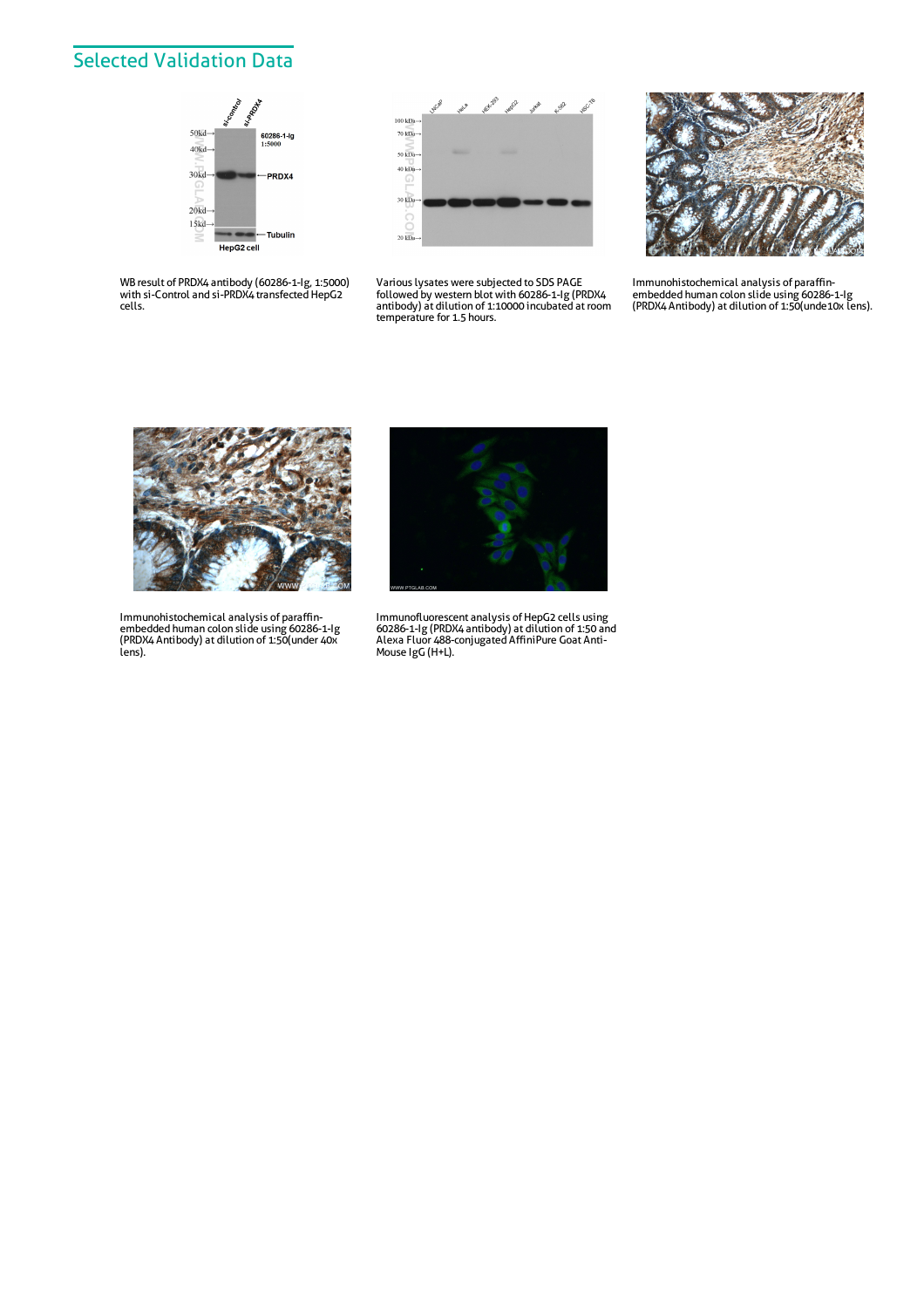## Selected Validation Data

WB result of PRDX4 antibody (60286-1-Ig, 1:5000) with si-Control and si-PRDX4 transfected HepG2 cells.

Various lysates were subjected to SDS PAGE followed by western blot with 60286-1-Ig (PRDX4 antibody) at dilution of 1:10000 incubated at room temperature for 1.5 hours.

Immunohistochemical analysis of paraffin-embedded human colon slide using 60286-1-Ig (PRDX4 Antibody) at dilution of 1:50(unde10x lens).

Immunohistochemical analysis of paraffin-embedded human colon slide using 60286-1-Ig (PRDX4 Antibody) at dilution of 1:50(under 40x lens).

Immunofluorescent analysis of HepG2 cells using 60286-1-Ig (PRDX4 antibody) at dilution of 1:50 and Alexa Fluor 488-conjugated AffiniPure Goat Anti-Mouse IgG (H+L).